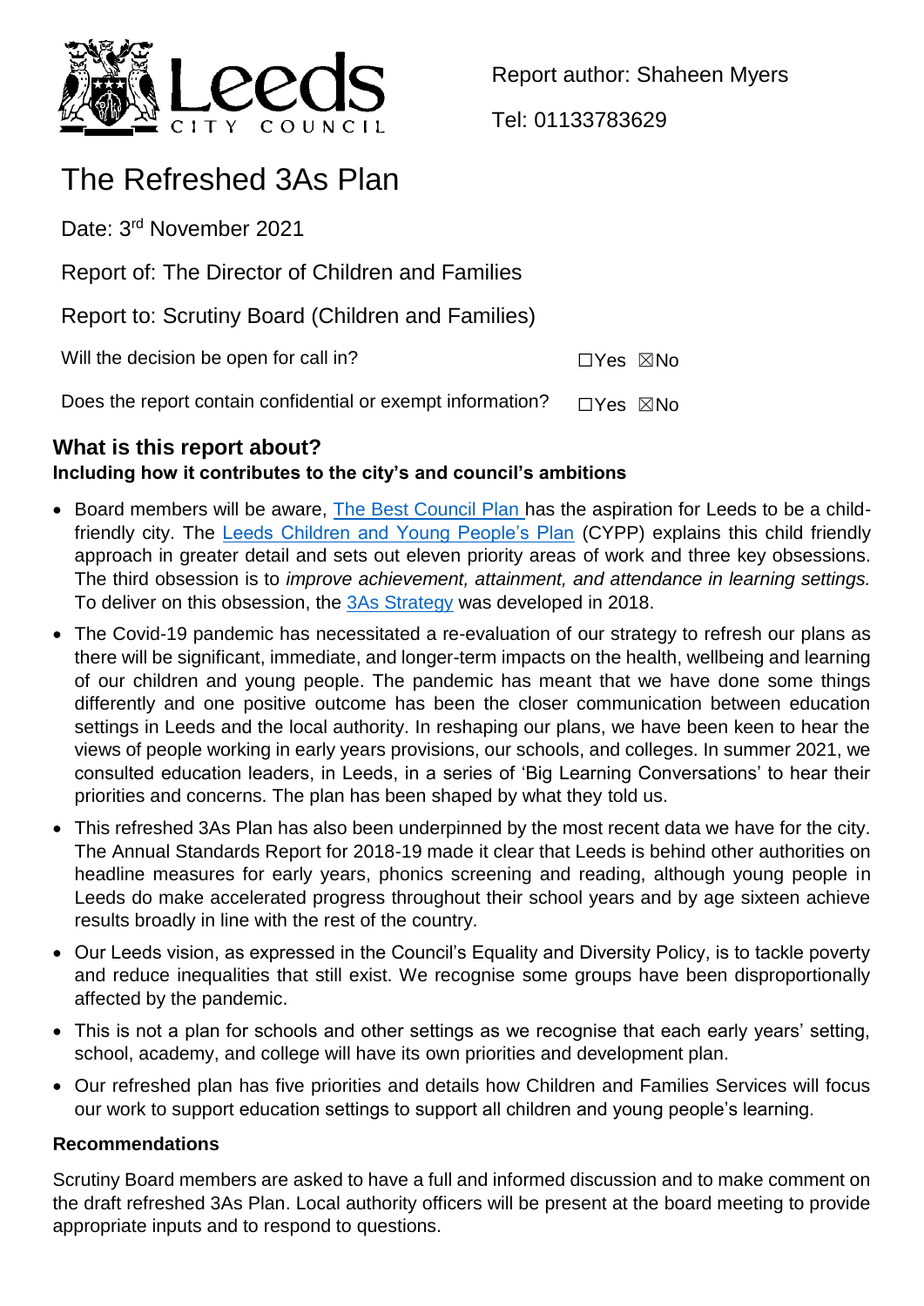Leeds City Council

Report author: Shaheen Myers

Tel: 01133783629

# The Refreshed 3As Plan

Date: 3rd November 2021

Report of: The Director of Children and Families

Report to: Scrutiny Board (Children and Families)

Will the decision be open for call in? ☐Yes ☒No

Does the report contain confidential or exempt information? ☐Yes ☒No

## What is this report about?

**Including how it contributes to the city's and council's ambitions**

- Board members will be aware, The Best Council Plan has the aspiration for Leeds to be a child-friendly city. The Leeds Children and Young People's Plan (CYPP) explains this child friendly approach in greater detail and sets out eleven priority areas of work and three key obsessions. The third obsession is to *improve achievement, attainment, and attendance in learning settings.* To deliver on this obsession, the 3As Strategy was developed in 2018.
- The Covid-19 pandemic has necessitated a re-evaluation of our strategy to refresh our plans as there will be significant, immediate, and longer-term impacts on the health, wellbeing and learning of our children and young people. The pandemic has meant that we have done some things differently and one positive outcome has been the closer communication between education settings in Leeds and the local authority. In reshaping our plans, we have been keen to hear the views of people working in early years provisions, our schools, and colleges. In summer 2021, we consulted education leaders, in Leeds, in a series of 'Big Learning Conversations' to hear their priorities and concerns. The plan has been shaped by what they told us.
- This refreshed 3As Plan has also been underpinned by the most recent data we have for the city. The Annual Standards Report for 2018-19 made it clear that Leeds is behind other authorities on headline measures for early years, phonics screening and reading, although young people in Leeds do make accelerated progress throughout their school years and by age sixteen achieve results broadly in line with the rest of the country.
- Our Leeds vision, as expressed in the Council's Equality and Diversity Policy, is to tackle poverty and reduce inequalities that still exist. We recognise some groups have been disproportionally affected by the pandemic.
- This is not a plan for schools and other settings as we recognise that each early years' setting, school, academy, and college will have its own priorities and development plan.
- Our refreshed plan has five priorities and details how Children and Families Services will focus our work to support education settings to support all children and young people's learning.

### Recommendations

Scrutiny Board members are asked to have a full and informed discussion and to make comment on the draft refreshed 3As Plan. Local authority officers will be present at the board meeting to provide appropriate inputs and to respond to questions.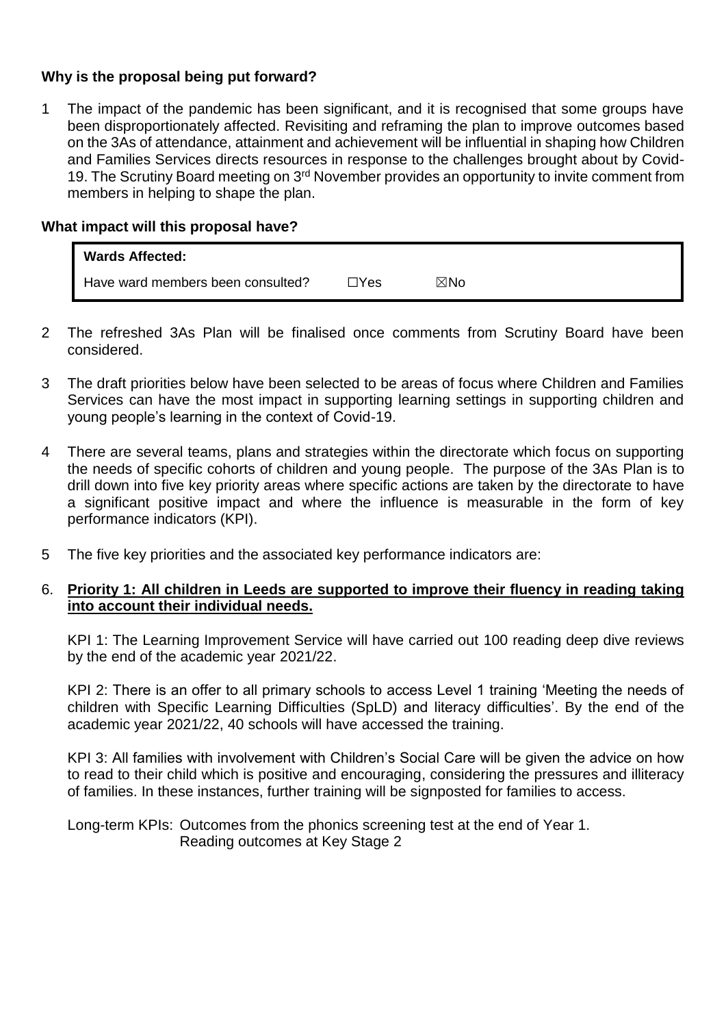**Why is the proposal being put forward?**

1 The impact of the pandemic has been significant, and it is recognised that some groups have been disproportionately affected. Revisiting and reframing the plan to improve outcomes based on the 3As of attendance, attainment and achievement will be influential in shaping how Children and Families Services directs resources in response to the challenges brought about by Covid-19. The Scrutiny Board meeting on 3rd November provides an opportunity to invite comment from members in helping to shape the plan.

**What impact will this proposal have?**

| **Wards Affected:** | | |
|---|---|---|
| Have ward members been consulted? | ☐Yes | ☒No |

2 The refreshed 3As Plan will be finalised once comments from Scrutiny Board have been considered.

3 The draft priorities below have been selected to be areas of focus where Children and Families Services can have the most impact in supporting learning settings in supporting children and young people's learning in the context of Covid-19.

4 There are several teams, plans and strategies within the directorate which focus on supporting the needs of specific cohorts of children and young people. The purpose of the 3As Plan is to drill down into five key priority areas where specific actions are taken by the directorate to have a significant positive impact and where the influence is measurable in the form of key performance indicators (KPI).

5 The five key priorities and the associated key performance indicators are:

6. **Priority 1: All children in Leeds are supported to improve their fluency in reading taking into account their individual needs.**

KPI 1: The Learning Improvement Service will have carried out 100 reading deep dive reviews by the end of the academic year 2021/22.

KPI 2: There is an offer to all primary schools to access Level 1 training 'Meeting the needs of children with Specific Learning Difficulties (SpLD) and literacy difficulties'. By the end of the academic year 2021/22, 40 schools will have accessed the training.

KPI 3: All families with involvement with Children's Social Care will be given the advice on how to read to their child which is positive and encouraging, considering the pressures and illiteracy of families. In these instances, further training will be signposted for families to access.

Long-term KPIs: Outcomes from the phonics screening test at the end of Year 1.
Reading outcomes at Key Stage 2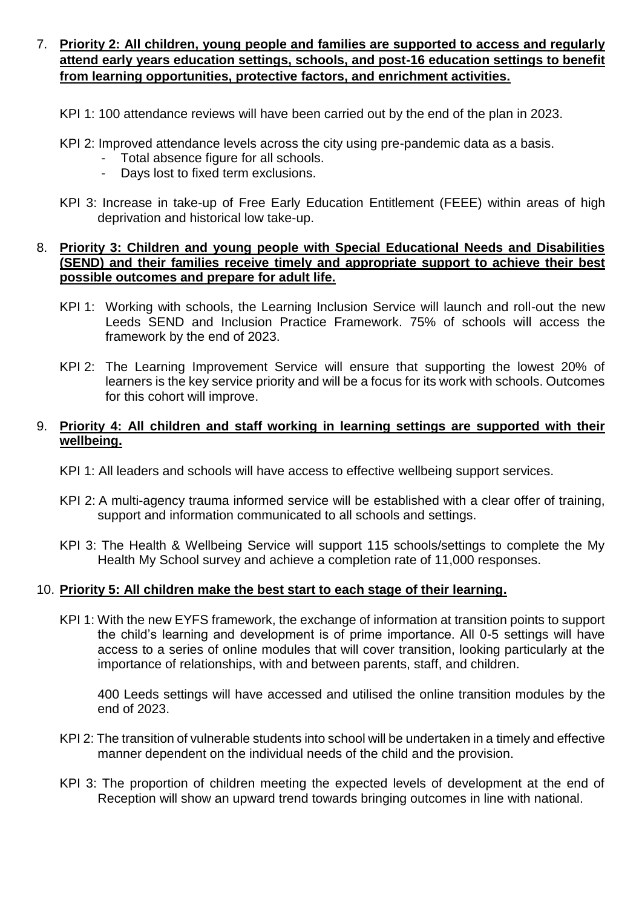7. **Priority 2: All children, young people and families are supported to access and regularly attend early years education settings, schools, and post-16 education settings to benefit from learning opportunities, protective factors, and enrichment activities.**

   KPI 1: 100 attendance reviews will have been carried out by the end of the plan in 2023.

   KPI 2: Improved attendance levels across the city using pre-pandemic data as a basis.
   - Total absence figure for all schools.
   - Days lost to fixed term exclusions.

   KPI 3: Increase in take-up of Free Early Education Entitlement (FEEE) within areas of high deprivation and historical low take-up.

8. **Priority 3: Children and young people with Special Educational Needs and Disabilities (SEND) and their families receive timely and appropriate support to achieve their best possible outcomes and prepare for adult life.**

   KPI 1: Working with schools, the Learning Inclusion Service will launch and roll-out the new Leeds SEND and Inclusion Practice Framework. 75% of schools will access the framework by the end of 2023.

   KPI 2: The Learning Improvement Service will ensure that supporting the lowest 20% of learners is the key service priority and will be a focus for its work with schools. Outcomes for this cohort will improve.

9. **Priority 4: All children and staff working in learning settings are supported with their wellbeing.**

   KPI 1: All leaders and schools will have access to effective wellbeing support services.

   KPI 2: A multi-agency trauma informed service will be established with a clear offer of training, support and information communicated to all schools and settings.

   KPI 3: The Health & Wellbeing Service will support 115 schools/settings to complete the My Health My School survey and achieve a completion rate of 11,000 responses.

10. **Priority 5: All children make the best start to each stage of their learning.**

    KPI 1: With the new EYFS framework, the exchange of information at transition points to support the child's learning and development is of prime importance. All 0-5 settings will have access to a series of online modules that will cover transition, looking particularly at the importance of relationships, with and between parents, staff, and children.

    400 Leeds settings will have accessed and utilised the online transition modules by the end of 2023.

    KPI 2: The transition of vulnerable students into school will be undertaken in a timely and effective manner dependent on the individual needs of the child and the provision.

    KPI 3: The proportion of children meeting the expected levels of development at the end of Reception will show an upward trend towards bringing outcomes in line with national.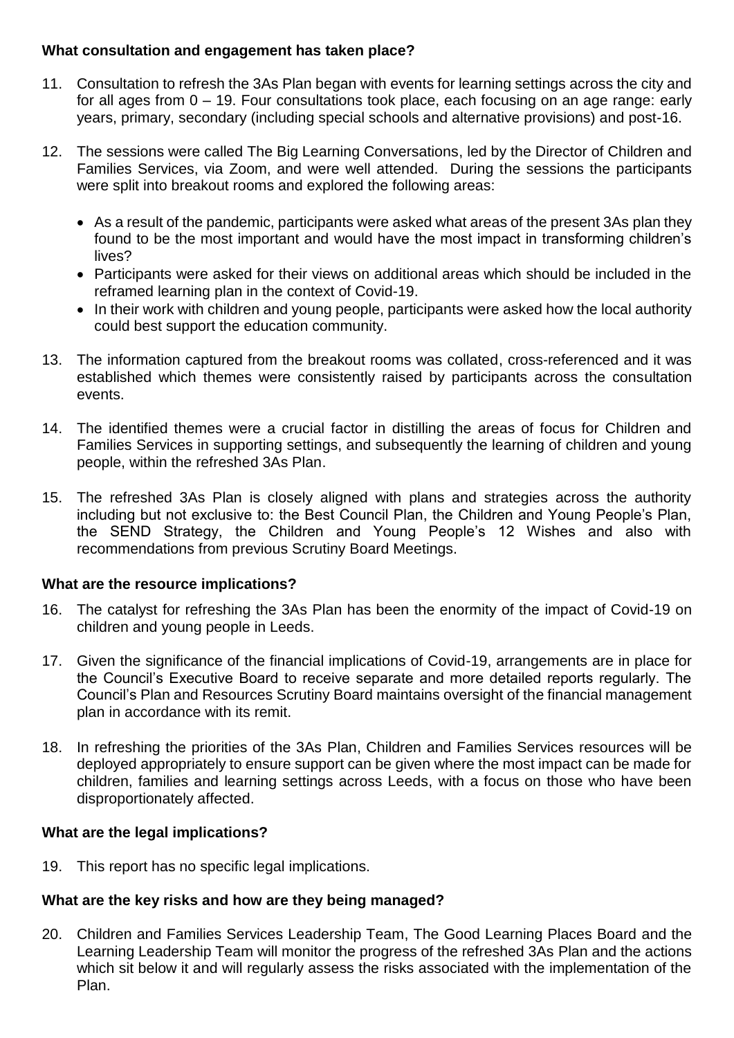### What consultation and engagement has taken place?

11. Consultation to refresh the 3As Plan began with events for learning settings across the city and for all ages from 0 – 19. Four consultations took place, each focusing on an age range: early years, primary, secondary (including special schools and alternative provisions) and post-16.

12. The sessions were called The Big Learning Conversations, led by the Director of Children and Families Services, via Zoom, and were well attended. During the sessions the participants were split into breakout rooms and explored the following areas:

    - As a result of the pandemic, participants were asked what areas of the present 3As plan they found to be the most important and would have the most impact in transforming children's lives?
    - Participants were asked for their views on additional areas which should be included in the reframed learning plan in the context of Covid-19.
    - In their work with children and young people, participants were asked how the local authority could best support the education community.

13. The information captured from the breakout rooms was collated, cross-referenced and it was established which themes were consistently raised by participants across the consultation events.

14. The identified themes were a crucial factor in distilling the areas of focus for Children and Families Services in supporting settings, and subsequently the learning of children and young people, within the refreshed 3As Plan.

15. The refreshed 3As Plan is closely aligned with plans and strategies across the authority including but not exclusive to: the Best Council Plan, the Children and Young People's Plan, the SEND Strategy, the Children and Young People's 12 Wishes and also with recommendations from previous Scrutiny Board Meetings.

### What are the resource implications?

16. The catalyst for refreshing the 3As Plan has been the enormity of the impact of Covid-19 on children and young people in Leeds.

17. Given the significance of the financial implications of Covid-19, arrangements are in place for the Council's Executive Board to receive separate and more detailed reports regularly. The Council's Plan and Resources Scrutiny Board maintains oversight of the financial management plan in accordance with its remit.

18. In refreshing the priorities of the 3As Plan, Children and Families Services resources will be deployed appropriately to ensure support can be given where the most impact can be made for children, families and learning settings across Leeds, with a focus on those who have been disproportionately affected.

### What are the legal implications?

19. This report has no specific legal implications.

### What are the key risks and how are they being managed?

20. Children and Families Services Leadership Team, The Good Learning Places Board and the Learning Leadership Team will monitor the progress of the refreshed 3As Plan and the actions which sit below it and will regularly assess the risks associated with the implementation of the Plan.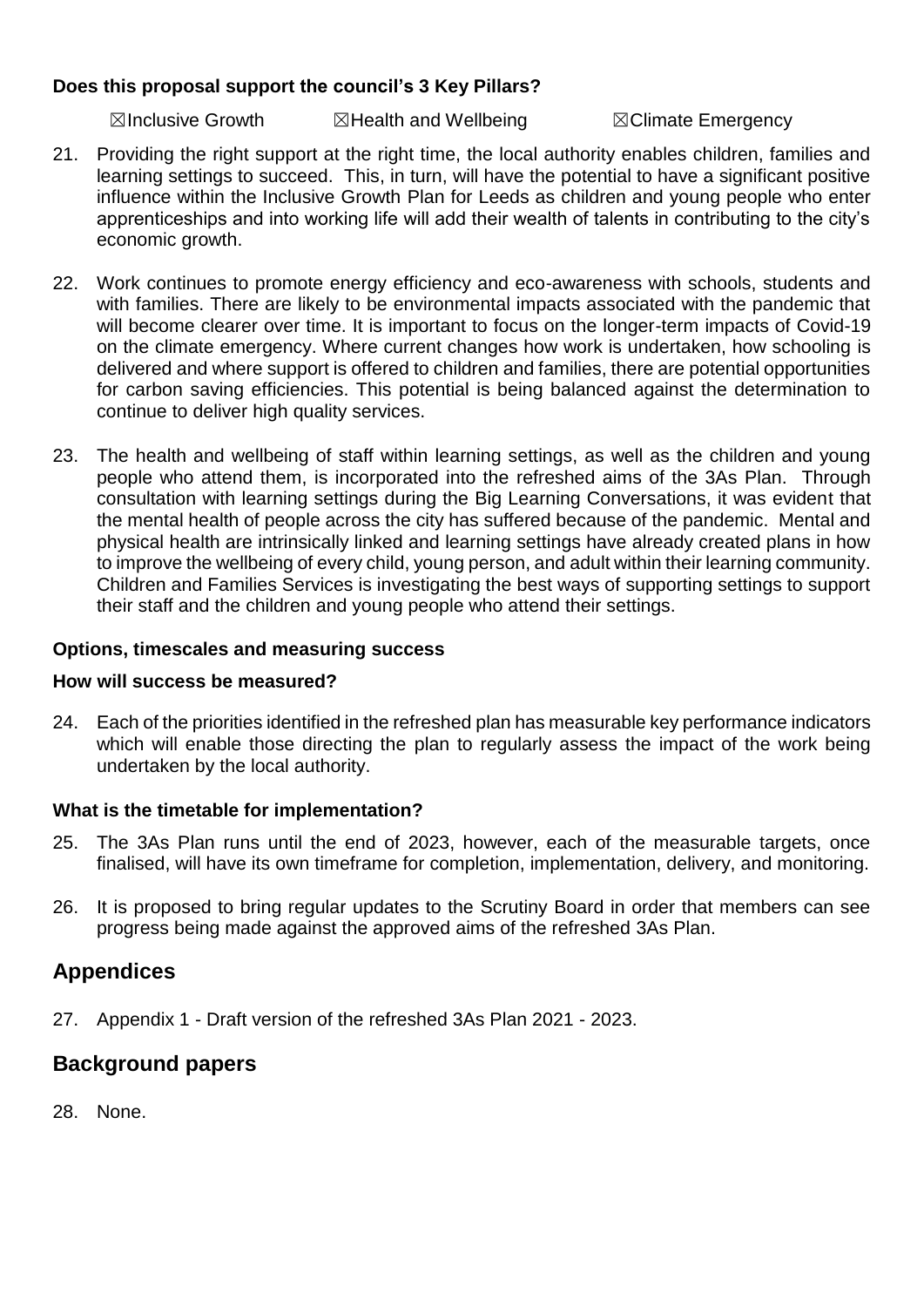**Does this proposal support the council's 3 Key Pillars?**

☒Inclusive Growth ☒Health and Wellbeing ☒Climate Emergency

21. Providing the right support at the right time, the local authority enables children, families and learning settings to succeed. This, in turn, will have the potential to have a significant positive influence within the Inclusive Growth Plan for Leeds as children and young people who enter apprenticeships and into working life will add their wealth of talents in contributing to the city's economic growth.

22. Work continues to promote energy efficiency and eco-awareness with schools, students and with families. There are likely to be environmental impacts associated with the pandemic that will become clearer over time. It is important to focus on the longer-term impacts of Covid-19 on the climate emergency. Where current changes how work is undertaken, how schooling is delivered and where support is offered to children and families, there are potential opportunities for carbon saving efficiencies. This potential is being balanced against the determination to continue to deliver high quality services.

23. The health and wellbeing of staff within learning settings, as well as the children and young people who attend them, is incorporated into the refreshed aims of the 3As Plan. Through consultation with learning settings during the Big Learning Conversations, it was evident that the mental health of people across the city has suffered because of the pandemic. Mental and physical health are intrinsically linked and learning settings have already created plans in how to improve the wellbeing of every child, young person, and adult within their learning community. Children and Families Services is investigating the best ways of supporting settings to support their staff and the children and young people who attend their settings.

**Options, timescales and measuring success**

**How will success be measured?**

24. Each of the priorities identified in the refreshed plan has measurable key performance indicators which will enable those directing the plan to regularly assess the impact of the work being undertaken by the local authority.

**What is the timetable for implementation?**

25. The 3As Plan runs until the end of 2023, however, each of the measurable targets, once finalised, will have its own timeframe for completion, implementation, delivery, and monitoring.

26. It is proposed to bring regular updates to the Scrutiny Board in order that members can see progress being made against the approved aims of the refreshed 3As Plan.

## Appendices

27. Appendix 1 - Draft version of the refreshed 3As Plan 2021 - 2023.

## Background papers

28. None.